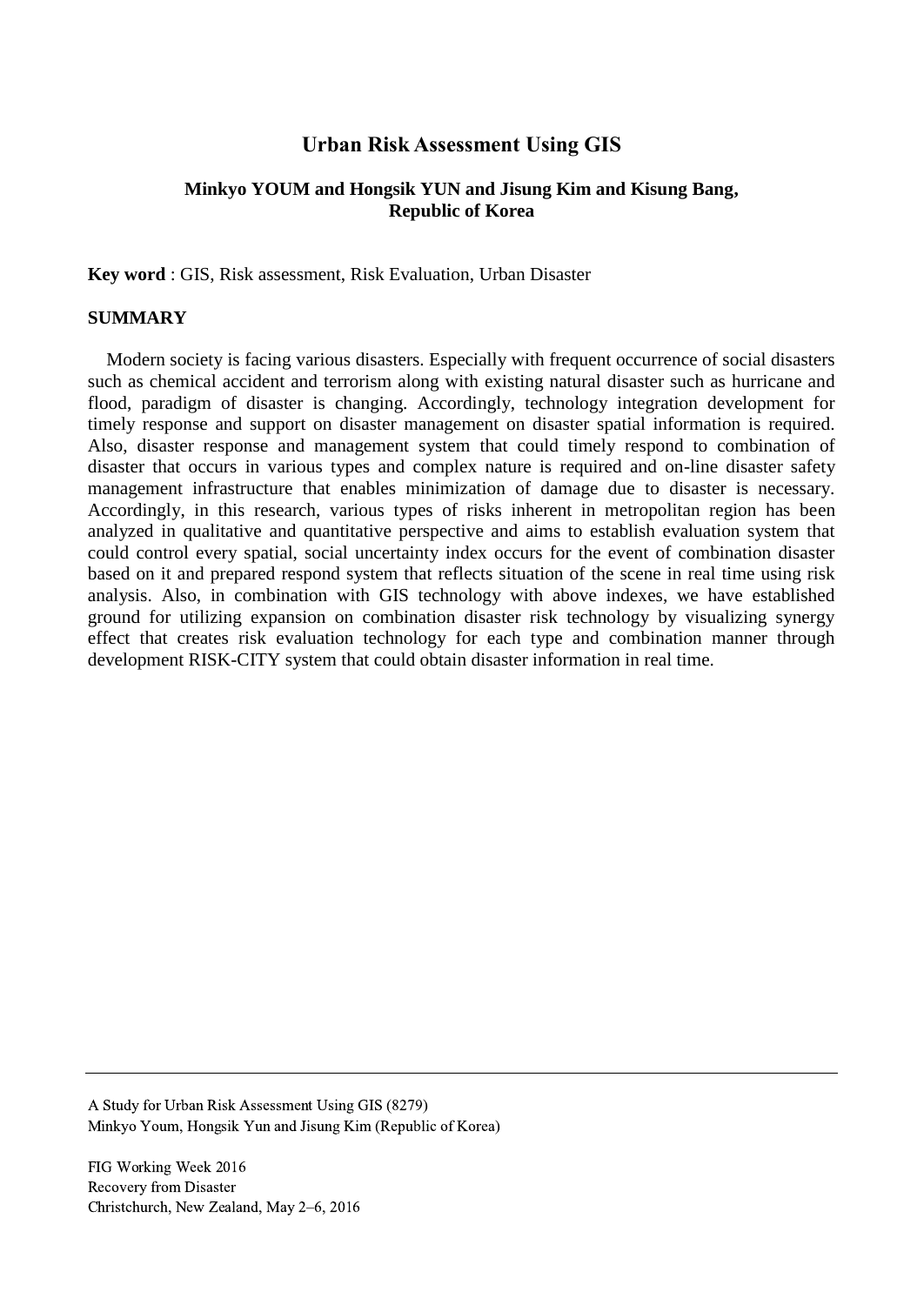# Urban Risk Assessment Using GIS

**Minkyo YOUM and Hongsik YUN and Jisung Kim and Kisung Bang, Republic of Korea**

**Key word** : GIS, Risk assessment, Risk Evaluation, Urban Disaster

## SUMMARY

Modern society is facing various disasters. Especially with frequent occurrence of social disasters such as chemical accident and terrorism along with existing natural disaster such as hurricane and flood, paradigm of disaster is changing. Accordingly, technology integration development for timely response and support on disaster management on disaster spatial information is required. Also, disaster response and management system that could timely respond to combination of disaster that occurs in various types and complex nature is required and on-line disaster safety management infrastructure that enables minimization of damage due to disaster is necessary. Accordingly, in this research, various types of risks inherent in metropolitan region has been analyzed in qualitative and quantitative perspective and aims to establish evaluation system that could control every spatial, social uncertainty index occurs for the event of combination disaster based on it and prepared respond system that reflects situation of the scene in real time using risk analysis. Also, in combination with GIS technology with above indexes, we have established ground for utilizing expansion on combination disaster risk technology by visualizing synergy effect that creates risk evaluation technology for each type and combination manner through development RISK-CITY system that could obtain disaster information in real time.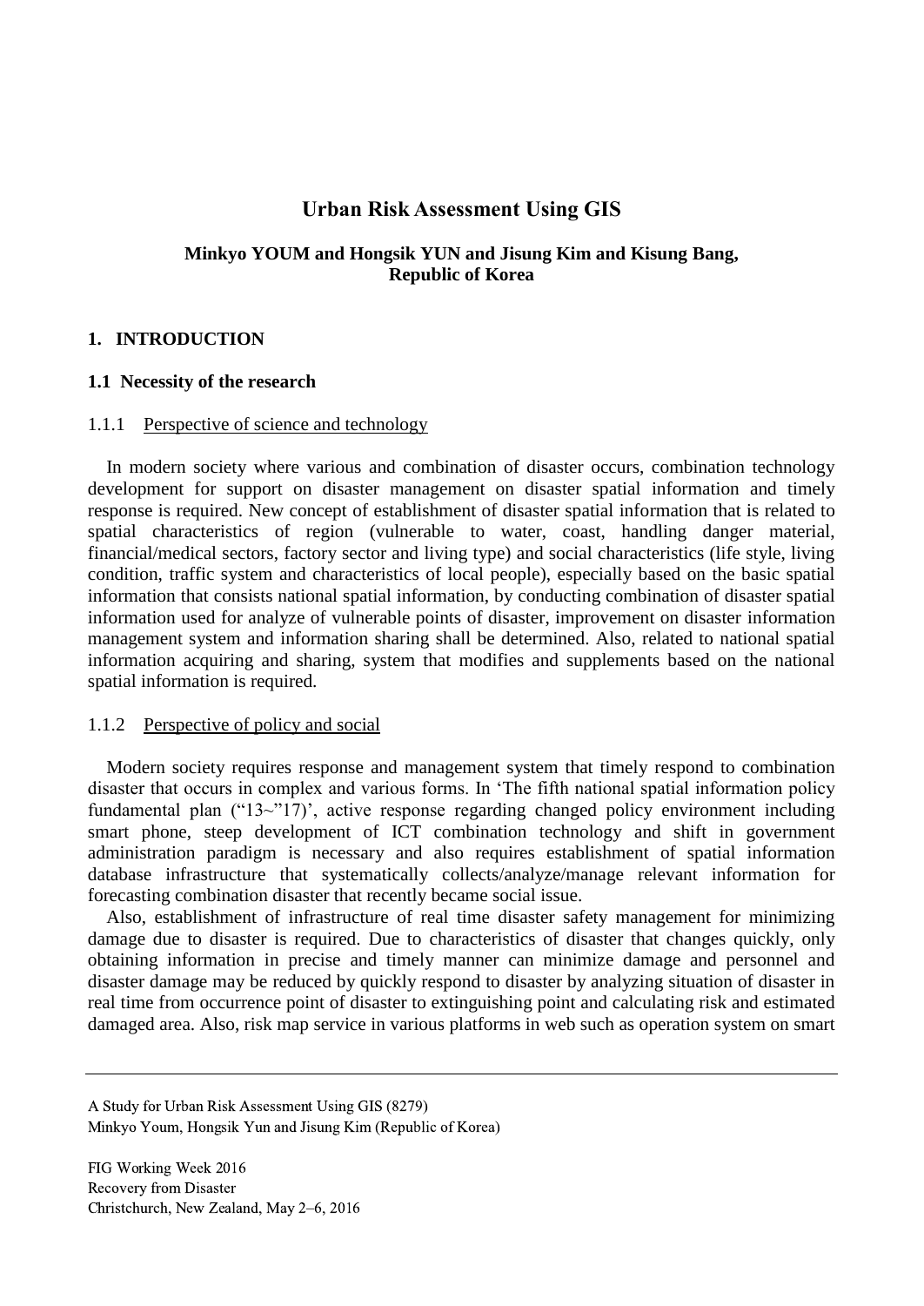# Urban Risk Assessment Using GIS

**Minkyo YOUM and Hongsik YUN and Jisung Kim and Kisung Bang, Republic of Korea**

## 1. INTRODUCTION

### 1.1 Necessity of the research

#### 1.1.1 Perspective of science and technology

In modern society where various and combination of disaster occurs, combination technology development for support on disaster management on disaster spatial information and timely response is required. New concept of establishment of disaster spatial information that is related to spatial characteristics of region (vulnerable to water, coast, handling danger material, financial/medical sectors, factory sector and living type) and social characteristics (life style, living condition, traffic system and characteristics of local people), especially based on the basic spatial information that consists national spatial information, by conducting combination of disaster spatial information used for analyze of vulnerable points of disaster, improvement on disaster information management system and information sharing shall be determined. Also, related to national spatial information acquiring and sharing, system that modifies and supplements based on the national spatial information is required.

#### 1.1.2 Perspective of policy and social

Modern society requires response and management system that timely respond to combination disaster that occurs in complex and various forms. In 'The fifth national spatial information policy fundamental plan ("13~"17)', active response regarding changed policy environment including smart phone, steep development of ICT combination technology and shift in government administration paradigm is necessary and also requires establishment of spatial information database infrastructure that systematically collects/analyze/manage relevant information for forecasting combination disaster that recently became social issue.

Also, establishment of infrastructure of real time disaster safety management for minimizing damage due to disaster is required. Due to characteristics of disaster that changes quickly, only obtaining information in precise and timely manner can minimize damage and personnel and disaster damage may be reduced by quickly respond to disaster by analyzing situation of disaster in real time from occurrence point of disaster to extinguishing point and calculating risk and estimated damaged area. Also, risk map service in various platforms in web such as operation system on smart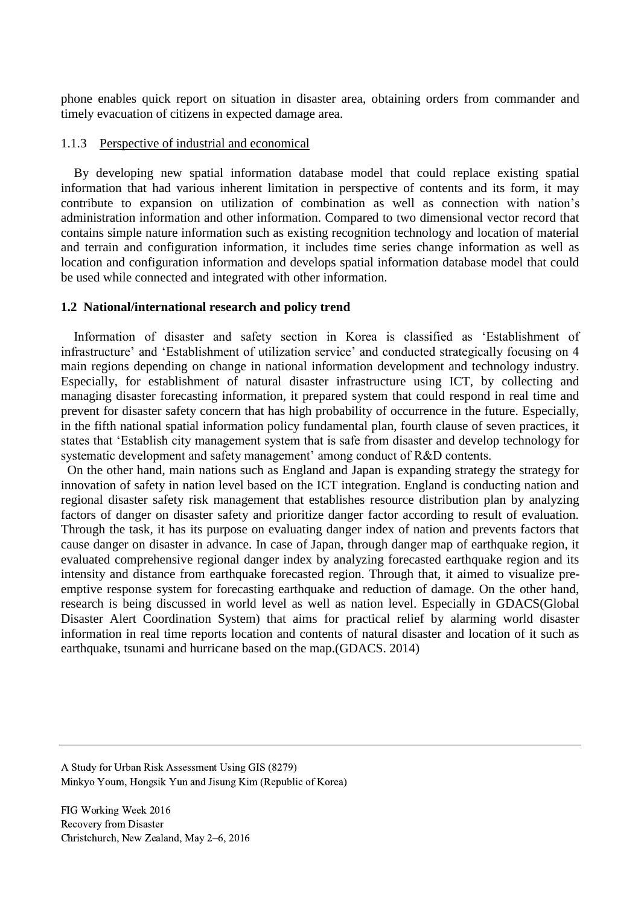phone enables quick report on situation in disaster area, obtaining orders from commander and timely evacuation of citizens in expected damage area.

### 1.1.3 Perspective of industrial and economical

By developing new spatial information database model that could replace existing spatial information that had various inherent limitation in perspective of contents and its form, it may contribute to expansion on utilization of combination as well as connection with nation's administration information and other information. Compared to two dimensional vector record that contains simple nature information such as existing recognition technology and location of material and terrain and configuration information, it includes time series change information as well as location and configuration information and develops spatial information database model that could be used while connected and integrated with other information.

## 1.2 National/international research and policy trend

Information of disaster and safety section in Korea is classified as 'Establishment of infrastructure' and 'Establishment of utilization service' and conducted strategically focusing on 4 main regions depending on change in national information development and technology industry. Especially, for establishment of natural disaster infrastructure using ICT, by collecting and managing disaster forecasting information, it prepared system that could respond in real time and prevent for disaster safety concern that has high probability of occurrence in the future. Especially, in the fifth national spatial information policy fundamental plan, fourth clause of seven practices, it states that 'Establish city management system that is safe from disaster and develop technology for systematic development and safety management' among conduct of R&D contents.

On the other hand, main nations such as England and Japan is expanding strategy the strategy for innovation of safety in nation level based on the ICT integration. England is conducting nation and regional disaster safety risk management that establishes resource distribution plan by analyzing factors of danger on disaster safety and prioritize danger factor according to result of evaluation. Through the task, it has its purpose on evaluating danger index of nation and prevents factors that cause danger on disaster in advance. In case of Japan, through danger map of earthquake region, it evaluated comprehensive regional danger index by analyzing forecasted earthquake region and its intensity and distance from earthquake forecasted region. Through that, it aimed to visualize pre-emptive response system for forecasting earthquake and reduction of damage. On the other hand, research is being discussed in world level as well as nation level. Especially in GDACS(Global Disaster Alert Coordination System) that aims for practical relief by alarming world disaster information in real time reports location and contents of natural disaster and location of it such as earthquake, tsunami and hurricane based on the map.(GDACS. 2014)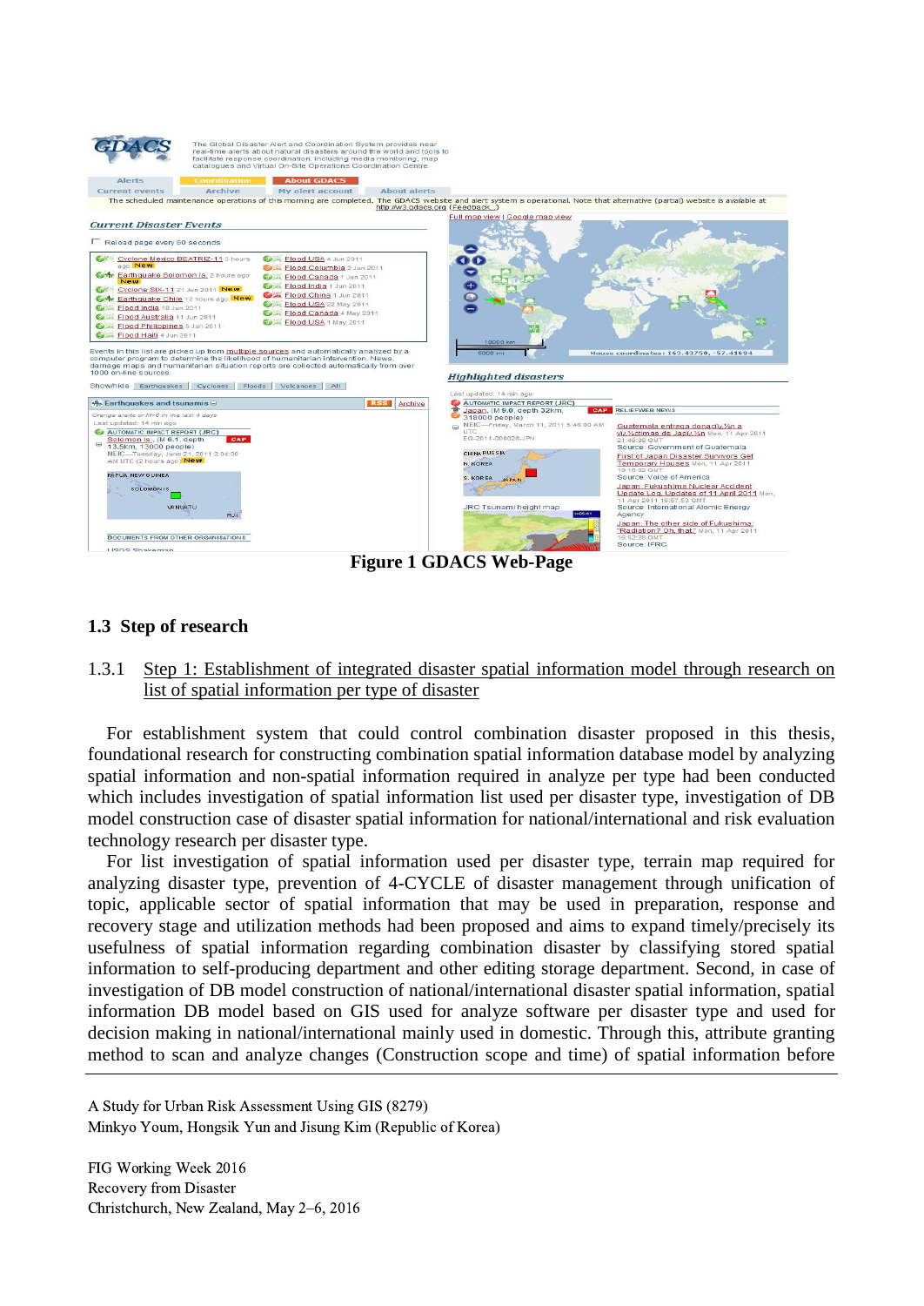Figure 1 GDACS Web-Page

## 1.3 Step of research

### 1.3.1 Step 1: Establishment of integrated disaster spatial information model through research on list of spatial information per type of disaster

For establishment system that could control combination disaster proposed in this thesis, foundational research for constructing combination spatial information database model by analyzing spatial information and non-spatial information required in analyze per type had been conducted which includes investigation of spatial information list used per disaster type, investigation of DB model construction case of disaster spatial information for national/international and risk evaluation technology research per disaster type.

For list investigation of spatial information used per disaster type, terrain map required for analyzing disaster type, prevention of 4-CYCLE of disaster management through unification of topic, applicable sector of spatial information that may be used in preparation, response and recovery stage and utilization methods had been proposed and aims to expand timely/precisely its usefulness of spatial information regarding combination disaster by classifying stored spatial information to self-producing department and other editing storage department. Second, in case of investigation of DB model construction of national/international disaster spatial information, spatial information DB model based on GIS used for analyze software per disaster type and used for decision making in national/international mainly used in domestic. Through this, attribute granting method to scan and analyze changes (Construction scope and time) of spatial information before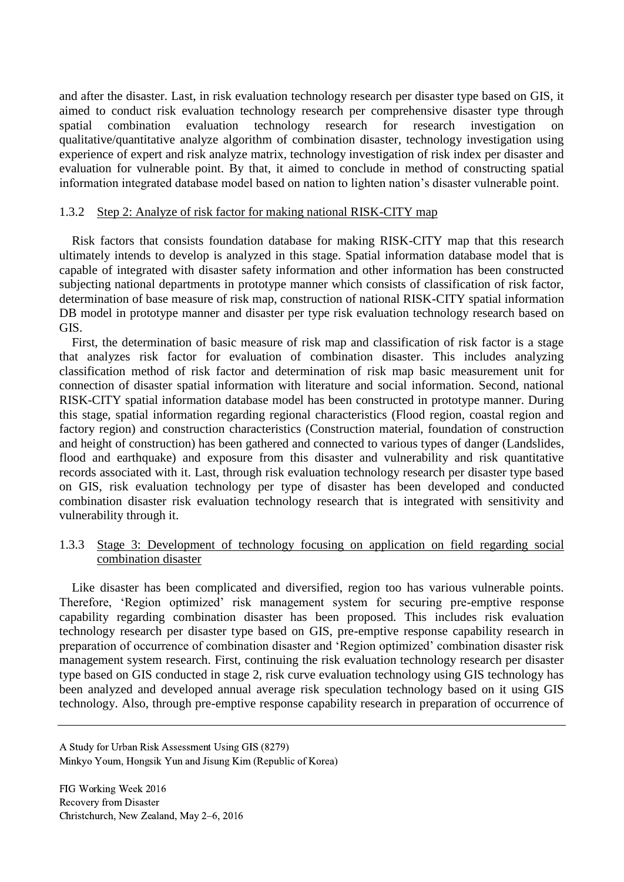and after the disaster. Last, in risk evaluation technology research per disaster type based on GIS, it aimed to conduct risk evaluation technology research per comprehensive disaster type through spatial combination evaluation technology research for research investigation on qualitative/quantitative analyze algorithm of combination disaster, technology investigation using experience of expert and risk analyze matrix, technology investigation of risk index per disaster and evaluation for vulnerable point. By that, it aimed to conclude in method of constructing spatial information integrated database model based on nation to lighten nation's disaster vulnerable point.

### 1.3.2 Step 2: Analyze of risk factor for making national RISK-CITY map

Risk factors that consists foundation database for making RISK-CITY map that this research ultimately intends to develop is analyzed in this stage. Spatial information database model that is capable of integrated with disaster safety information and other information has been constructed subjecting national departments in prototype manner which consists of classification of risk factor, determination of base measure of risk map, construction of national RISK-CITY spatial information DB model in prototype manner and disaster per type risk evaluation technology research based on GIS.

First, the determination of basic measure of risk map and classification of risk factor is a stage that analyzes risk factor for evaluation of combination disaster. This includes analyzing classification method of risk factor and determination of risk map basic measurement unit for connection of disaster spatial information with literature and social information. Second, national RISK-CITY spatial information database model has been constructed in prototype manner. During this stage, spatial information regarding regional characteristics (Flood region, coastal region and factory region) and construction characteristics (Construction material, foundation of construction and height of construction) has been gathered and connected to various types of danger (Landslides, flood and earthquake) and exposure from this disaster and vulnerability and risk quantitative records associated with it. Last, through risk evaluation technology research per disaster type based on GIS, risk evaluation technology per type of disaster has been developed and conducted combination disaster risk evaluation technology research that is integrated with sensitivity and vulnerability through it.

### 1.3.3 Stage 3: Development of technology focusing on application on field regarding social combination disaster

Like disaster has been complicated and diversified, region too has various vulnerable points. Therefore, 'Region optimized' risk management system for securing pre-emptive response capability regarding combination disaster has been proposed. This includes risk evaluation technology research per disaster type based on GIS, pre-emptive response capability research in preparation of occurrence of combination disaster and 'Region optimized' combination disaster risk management system research. First, continuing the risk evaluation technology research per disaster type based on GIS conducted in stage 2, risk curve evaluation technology using GIS technology has been analyzed and developed annual average risk speculation technology based on it using GIS technology. Also, through pre-emptive response capability research in preparation of occurrence of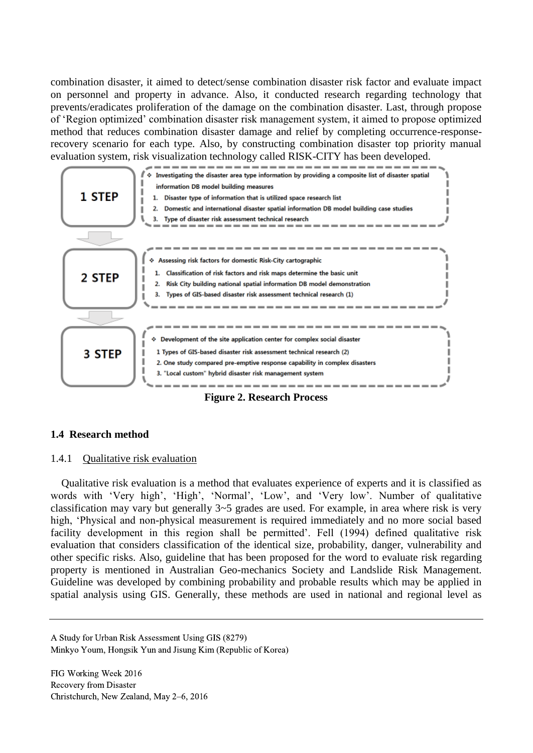combination disaster, it aimed to detect/sense combination disaster risk factor and evaluate impact on personnel and property in advance. Also, it conducted research regarding technology that prevents/eradicates proliferation of the damage on the combination disaster. Last, through propose of 'Region optimized' combination disaster risk management system, it aimed to propose optimized method that reduces combination disaster damage and relief by completing occurrence-response-recovery scenario for each type. Also, by constructing combination disaster top priority manual evaluation system, risk visualization technology called RISK-CITY has been developed.

**1 STEP**

❖ Investigating the disaster area type information by providing a composite list of disaster spatial information DB model building measures

1. Disaster type of information that is utilized space research list
2. Domestic and international disaster spatial information DB model building case studies
3. Type of disaster risk assessment technical research

**2 STEP**

❖ Assessing risk factors for domestic Risk-City cartographic

1. Classification of risk factors and risk maps determine the basic unit
2. Risk City building national spatial information DB model demonstration
3. Types of GIS-based disaster risk assessment technical research (1)

**3 STEP**

❖ Development of the site application center for complex social disaster

1 Types of GIS-based disaster risk assessment technical research (2)
2. One study compared pre-emptive response capability in complex disasters
3. "Local custom" hybrid disaster risk management system

**Figure 2. Research Process**

## 1.4 Research method

### 1.4.1 Qualitative risk evaluation

Qualitative risk evaluation is a method that evaluates experience of experts and it is classified as words with 'Very high', 'High', 'Normal', 'Low', and 'Very low'. Number of qualitative classification may vary but generally 3~5 grades are used. For example, in area where risk is very high, 'Physical and non-physical measurement is required immediately and no more social based facility development in this region shall be permitted'. Fell (1994) defined qualitative risk evaluation that considers classification of the identical size, probability, danger, vulnerability and other specific risks. Also, guideline that has been proposed for the word to evaluate risk regarding property is mentioned in Australian Geo-mechanics Society and Landslide Risk Management. Guideline was developed by combining probability and probable results which may be applied in spatial analysis using GIS. Generally, these methods are used in national and regional level as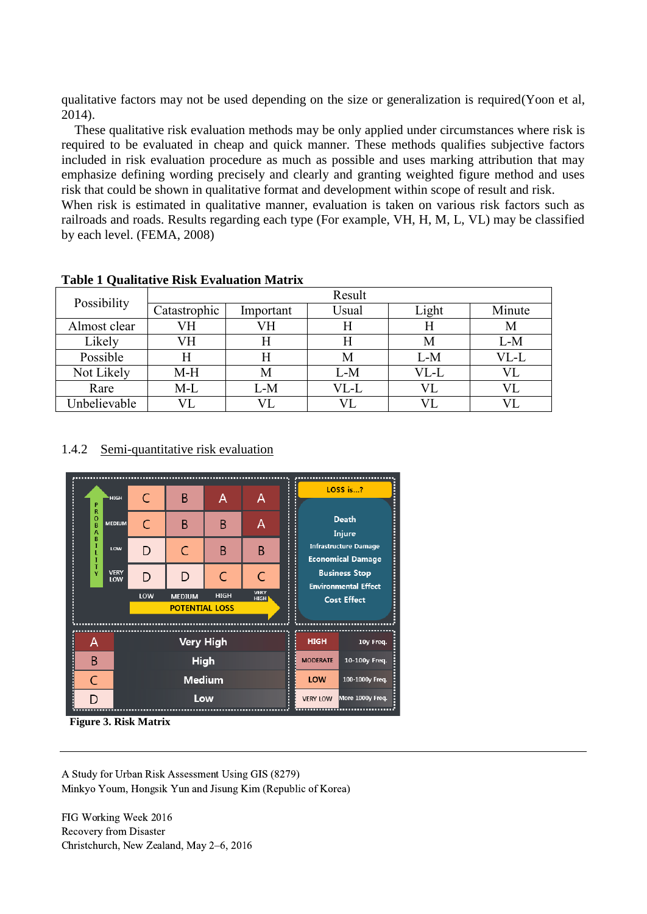qualitative factors may not be used depending on the size or generalization is required(Yoon et al, 2014).

These qualitative risk evaluation methods may be only applied under circumstances where risk is required to be evaluated in cheap and quick manner. These methods qualifies subjective factors included in risk evaluation procedure as much as possible and uses marking attribution that may emphasize defining wording precisely and clearly and granting weighted figure method and uses risk that could be shown in qualitative format and development within scope of result and risk.
When risk is estimated in qualitative manner, evaluation is taken on various risk factors such as railroads and roads. Results regarding each type (For example, VH, H, M, L, VL) may be classified by each level. (FEMA, 2008)

**Table 1 Qualitative Risk Evaluation Matrix**

| Possibility | Result | | | | |
|---|---|---|---|---|---|
| | Catastrophic | Important | Usual | Light | Minute |
| Almost clear | VH | VH | H | H | M |
| Likely | VH | H | H | M | L-M |
| Possible | H | H | M | L-M | VL-L |
| Not Likely | M-H | M | L-M | VL-L | VL |
| Rare | M-L | L-M | VL-L | VL | VL |
| Unbelievable | VL | VL | VL | VL | VL |

### 1.4.2 Semi-quantitative risk evaluation

**Figure 3. Risk Matrix**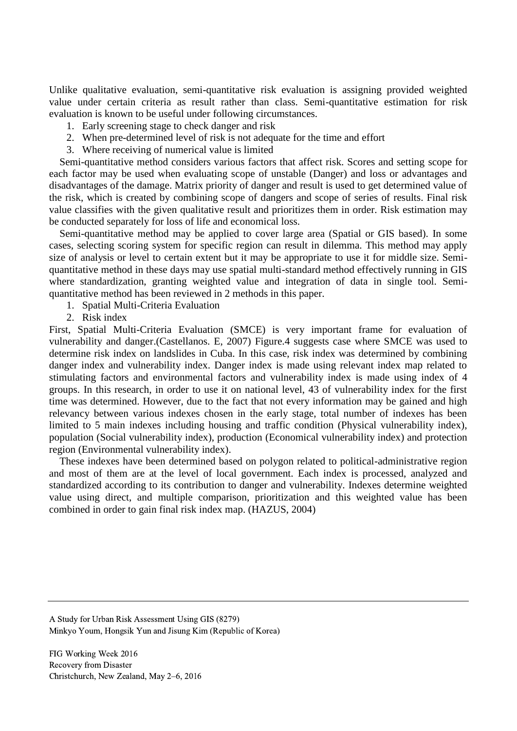Unlike qualitative evaluation, semi-quantitative risk evaluation is assigning provided weighted value under certain criteria as result rather than class. Semi-quantitative estimation for risk evaluation is known to be useful under following circumstances.

1. Early screening stage to check danger and risk
2. When pre-determined level of risk is not adequate for the time and effort
3. Where receiving of numerical value is limited

Semi-quantitative method considers various factors that affect risk. Scores and setting scope for each factor may be used when evaluating scope of unstable (Danger) and loss or advantages and disadvantages of the damage. Matrix priority of danger and result is used to get determined value of the risk, which is created by combining scope of dangers and scope of series of results. Final risk value classifies with the given qualitative result and prioritizes them in order. Risk estimation may be conducted separately for loss of life and economical loss.

Semi-quantitative method may be applied to cover large area (Spatial or GIS based). In some cases, selecting scoring system for specific region can result in dilemma. This method may apply size of analysis or level to certain extent but it may be appropriate to use it for middle size. Semi-quantitative method in these days may use spatial multi-standard method effectively running in GIS where standardization, granting weighted value and integration of data in single tool. Semi-quantitative method has been reviewed in 2 methods in this paper.

1. Spatial Multi-Criteria Evaluation
2. Risk index

First, Spatial Multi-Criteria Evaluation (SMCE) is very important frame for evaluation of vulnerability and danger.(Castellanos. E, 2007) Figure.4 suggests case where SMCE was used to determine risk index on landslides in Cuba. In this case, risk index was determined by combining danger index and vulnerability index. Danger index is made using relevant index map related to stimulating factors and environmental factors and vulnerability index is made using index of 4 groups. In this research, in order to use it on national level, 43 of vulnerability index for the first time was determined. However, due to the fact that not every information may be gained and high relevancy between various indexes chosen in the early stage, total number of indexes has been limited to 5 main indexes including housing and traffic condition (Physical vulnerability index), population (Social vulnerability index), production (Economical vulnerability index) and protection region (Environmental vulnerability index).

These indexes have been determined based on polygon related to political-administrative region and most of them are at the level of local government. Each index is processed, analyzed and standardized according to its contribution to danger and vulnerability. Indexes determine weighted value using direct, and multiple comparison, prioritization and this weighted value has been combined in order to gain final risk index map. (HAZUS, 2004)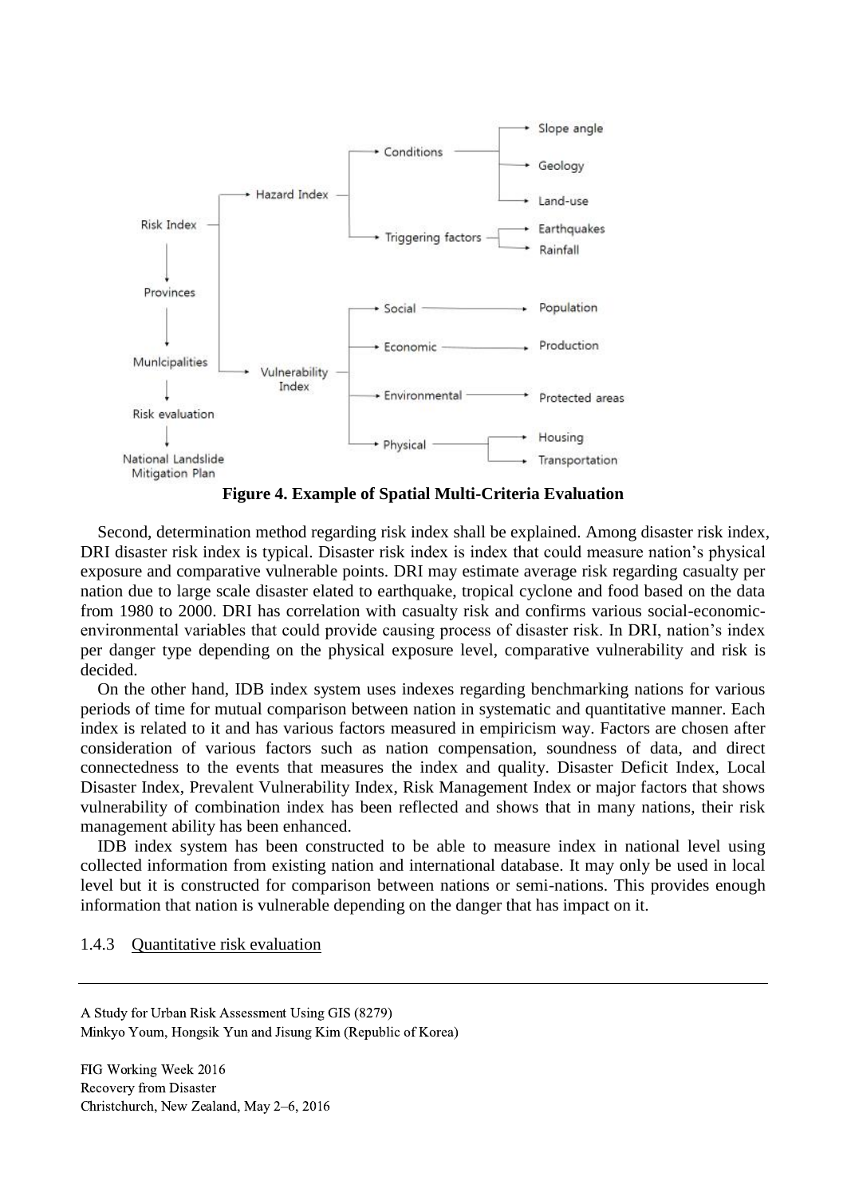**Figure 4. Example of Spatial Multi-Criteria Evaluation**

Second, determination method regarding risk index shall be explained. Among disaster risk index, DRI disaster risk index is typical. Disaster risk index is index that could measure nation's physical exposure and comparative vulnerable points. DRI may estimate average risk regarding casualty per nation due to large scale disaster elated to earthquake, tropical cyclone and food based on the data from 1980 to 2000. DRI has correlation with casualty risk and confirms various social-economic-environmental variables that could provide causing process of disaster risk. In DRI, nation's index per danger type depending on the physical exposure level, comparative vulnerability and risk is decided.

On the other hand, IDB index system uses indexes regarding benchmarking nations for various periods of time for mutual comparison between nation in systematic and quantitative manner. Each index is related to it and has various factors measured in empiricism way. Factors are chosen after consideration of various factors such as nation compensation, soundness of data, and direct connectedness to the events that measures the index and quality. Disaster Deficit Index, Local Disaster Index, Prevalent Vulnerability Index, Risk Management Index or major factors that shows vulnerability of combination index has been reflected and shows that in many nations, their risk management ability has been enhanced.

IDB index system has been constructed to be able to measure index in national level using collected information from existing nation and international database. It may only be used in local level but it is constructed for comparison between nations or semi-nations. This provides enough information that nation is vulnerable depending on the danger that has impact on it.

### 1.4.3 Quantitative risk evaluation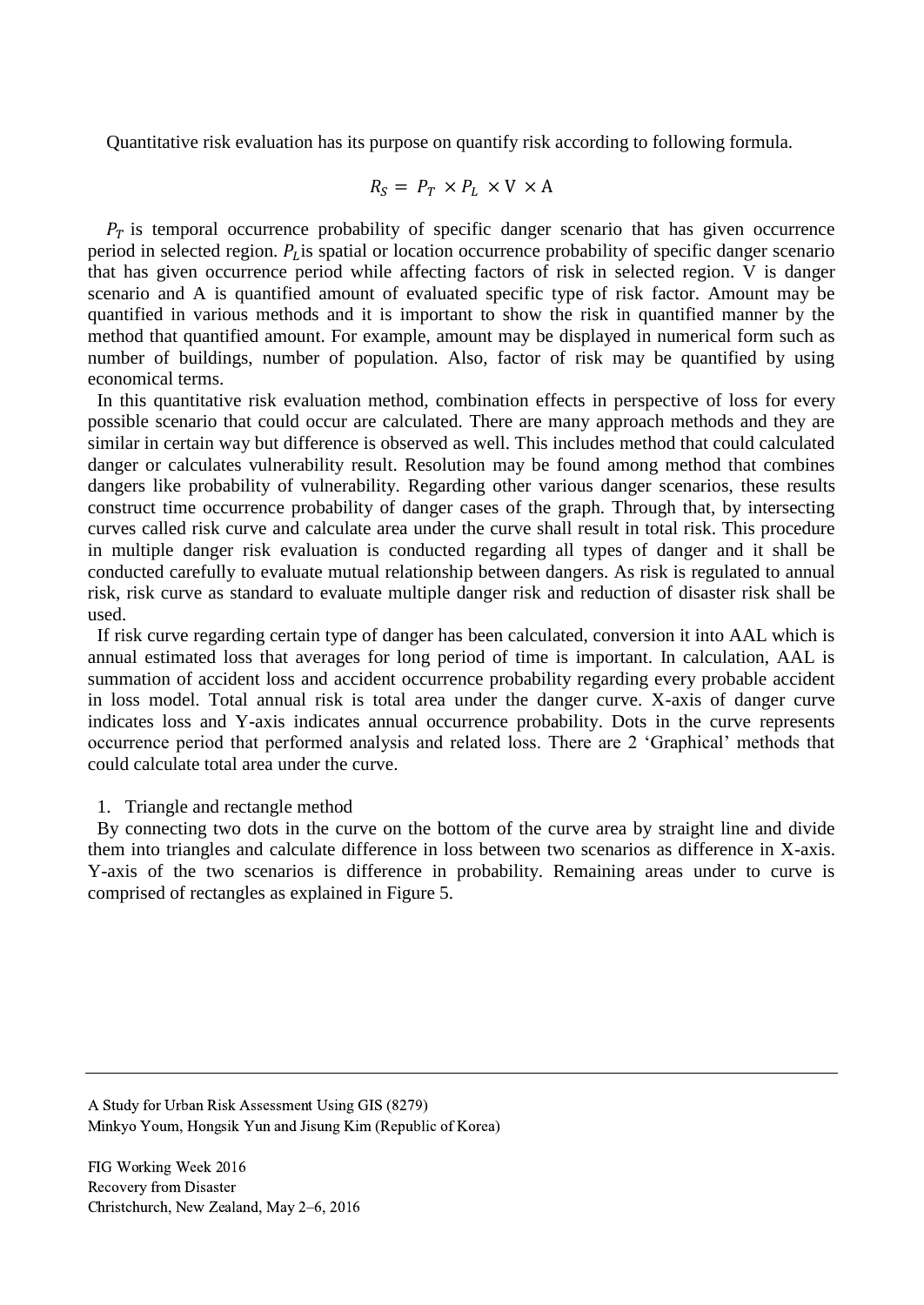Quantitative risk evaluation has its purpose on quantify risk according to following formula.

$$R_S = P_T \times P_L \times \mathrm{V} \times \mathrm{A}$$

$P_T$ is temporal occurrence probability of specific danger scenario that has given occurrence period in selected region. $P_L$ is spatial or location occurrence probability of specific danger scenario that has given occurrence period while affecting factors of risk in selected region. V is danger scenario and A is quantified amount of evaluated specific type of risk factor. Amount may be quantified in various methods and it is important to show the risk in quantified manner by the method that quantified amount. For example, amount may be displayed in numerical form such as number of buildings, number of population. Also, factor of risk may be quantified by using economical terms.

In this quantitative risk evaluation method, combination effects in perspective of loss for every possible scenario that could occur are calculated. There are many approach methods and they are similar in certain way but difference is observed as well. This includes method that could calculated danger or calculates vulnerability result. Resolution may be found among method that combines dangers like probability of vulnerability. Regarding other various danger scenarios, these results construct time occurrence probability of danger cases of the graph. Through that, by intersecting curves called risk curve and calculate area under the curve shall result in total risk. This procedure in multiple danger risk evaluation is conducted regarding all types of danger and it shall be conducted carefully to evaluate mutual relationship between dangers. As risk is regulated to annual risk, risk curve as standard to evaluate multiple danger risk and reduction of disaster risk shall be used.

If risk curve regarding certain type of danger has been calculated, conversion it into AAL which is annual estimated loss that averages for long period of time is important. In calculation, AAL is summation of accident loss and accident occurrence probability regarding every probable accident in loss model. Total annual risk is total area under the danger curve. X-axis of danger curve indicates loss and Y-axis indicates annual occurrence probability. Dots in the curve represents occurrence period that performed analysis and related loss. There are 2 'Graphical' methods that could calculate total area under the curve.

1. Triangle and rectangle method

By connecting two dots in the curve on the bottom of the curve area by straight line and divide them into triangles and calculate difference in loss between two scenarios as difference in X-axis. Y-axis of the two scenarios is difference in probability. Remaining areas under to curve is comprised of rectangles as explained in Figure 5.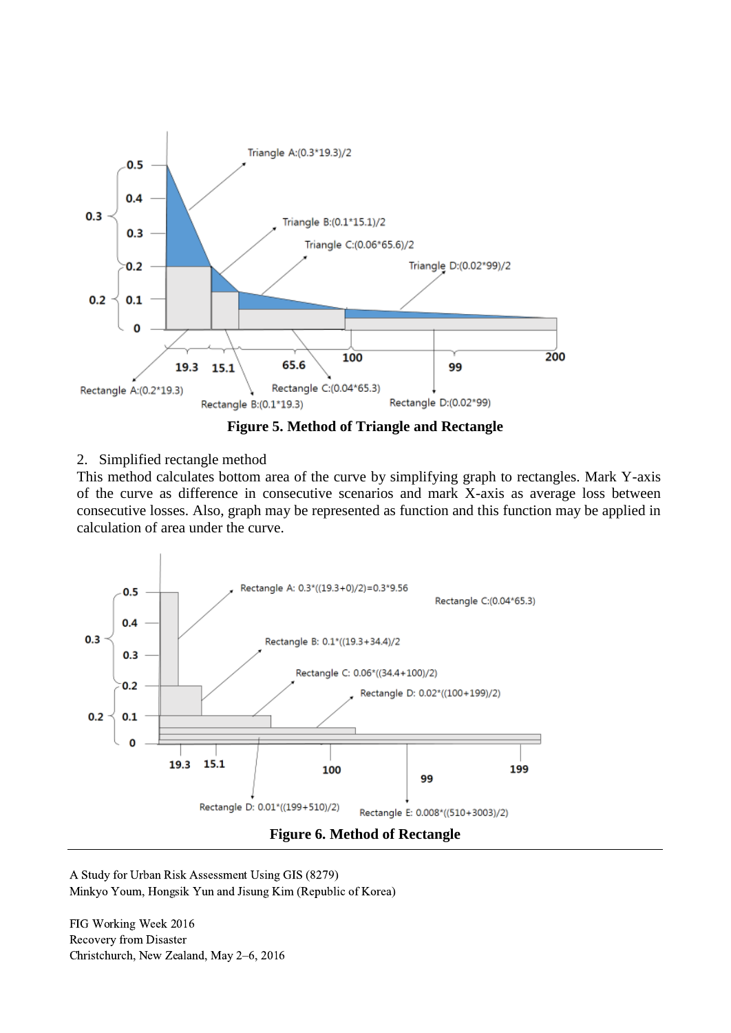**Figure 5. Method of Triangle and Rectangle**

2. Simplified rectangle method

This method calculates bottom area of the curve by simplifying graph to rectangles. Mark Y-axis of the curve as difference in consecutive scenarios and mark X-axis as average loss between consecutive losses. Also, graph may be represented as function and this function may be applied in calculation of area under the curve.

**Figure 6. Method of Rectangle**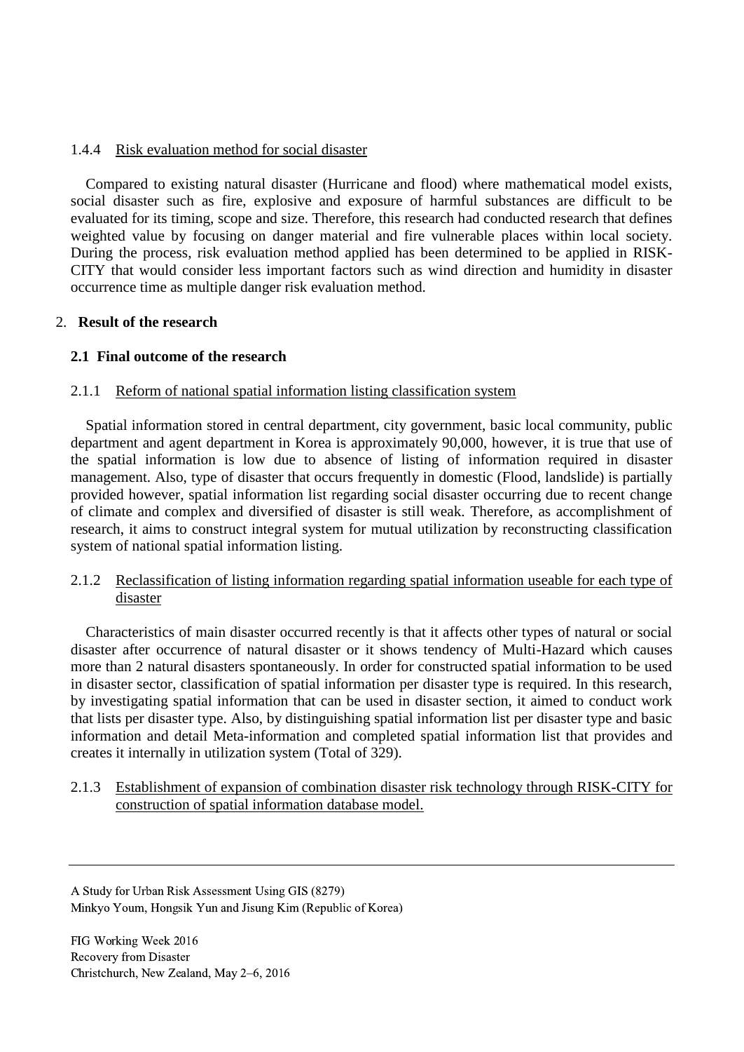#### 1.4.4 Risk evaluation method for social disaster

Compared to existing natural disaster (Hurricane and flood) where mathematical model exists, social disaster such as fire, explosive and exposure of harmful substances are difficult to be evaluated for its timing, scope and size. Therefore, this research had conducted research that defines weighted value by focusing on danger material and fire vulnerable places within local society. During the process, risk evaluation method applied has been determined to be applied in RISK-CITY that would consider less important factors such as wind direction and humidity in disaster occurrence time as multiple danger risk evaluation method.

## 2. Result of the research

### 2.1 Final outcome of the research

#### 2.1.1 Reform of national spatial information listing classification system

Spatial information stored in central department, city government, basic local community, public department and agent department in Korea is approximately 90,000, however, it is true that use of the spatial information is low due to absence of listing of information required in disaster management. Also, type of disaster that occurs frequently in domestic (Flood, landslide) is partially provided however, spatial information list regarding social disaster occurring due to recent change of climate and complex and diversified of disaster is still weak. Therefore, as accomplishment of research, it aims to construct integral system for mutual utilization by reconstructing classification system of national spatial information listing.

#### 2.1.2 Reclassification of listing information regarding spatial information useable for each type of disaster

Characteristics of main disaster occurred recently is that it affects other types of natural or social disaster after occurrence of natural disaster or it shows tendency of Multi-Hazard which causes more than 2 natural disasters spontaneously. In order for constructed spatial information to be used in disaster sector, classification of spatial information per disaster type is required. In this research, by investigating spatial information that can be used in disaster section, it aimed to conduct work that lists per disaster type. Also, by distinguishing spatial information list per disaster type and basic information and detail Meta-information and completed spatial information list that provides and creates it internally in utilization system (Total of 329).

#### 2.1.3 Establishment of expansion of combination disaster risk technology through RISK-CITY for construction of spatial information database model.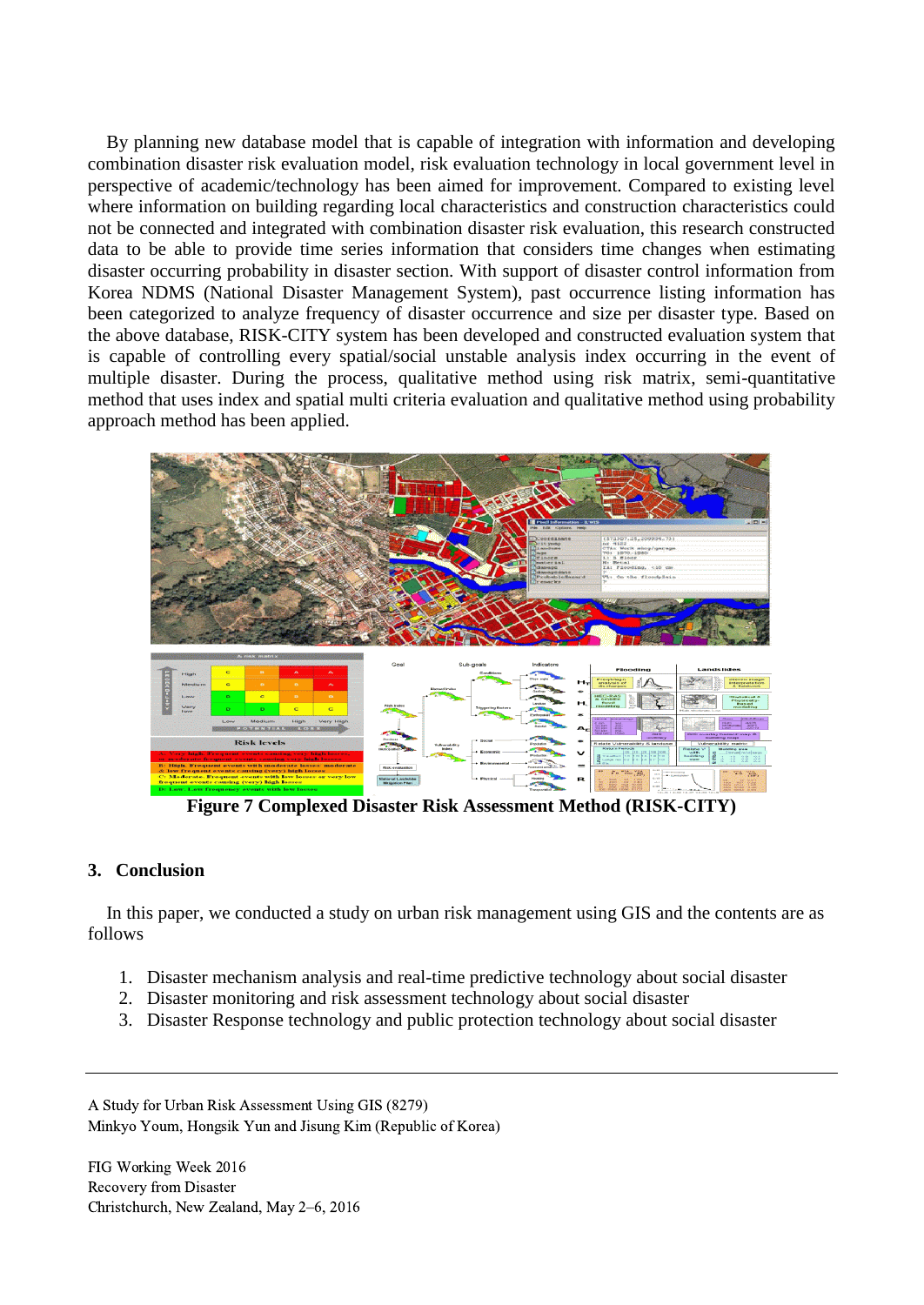By planning new database model that is capable of integration with information and developing combination disaster risk evaluation model, risk evaluation technology in local government level in perspective of academic/technology has been aimed for improvement. Compared to existing level where information on building regarding local characteristics and construction characteristics could not be connected and integrated with combination disaster risk evaluation, this research constructed data to be able to provide time series information that considers time changes when estimating disaster occurring probability in disaster section. With support of disaster control information from Korea NDMS (National Disaster Management System), past occurrence listing information has been categorized to analyze frequency of disaster occurrence and size per disaster type. Based on the above database, RISK-CITY system has been developed and constructed evaluation system that is capable of controlling every spatial/social unstable analysis index occurring in the event of multiple disaster. During the process, qualitative method using risk matrix, semi-quantitative method that uses index and spatial multi criteria evaluation and qualitative method using probability approach method has been applied.

**Figure 7 Complexed Disaster Risk Assessment Method (RISK-CITY)**

## 3. Conclusion

In this paper, we conducted a study on urban risk management using GIS and the contents are as follows

1. Disaster mechanism analysis and real-time predictive technology about social disaster
2. Disaster monitoring and risk assessment technology about social disaster
3. Disaster Response technology and public protection technology about social disaster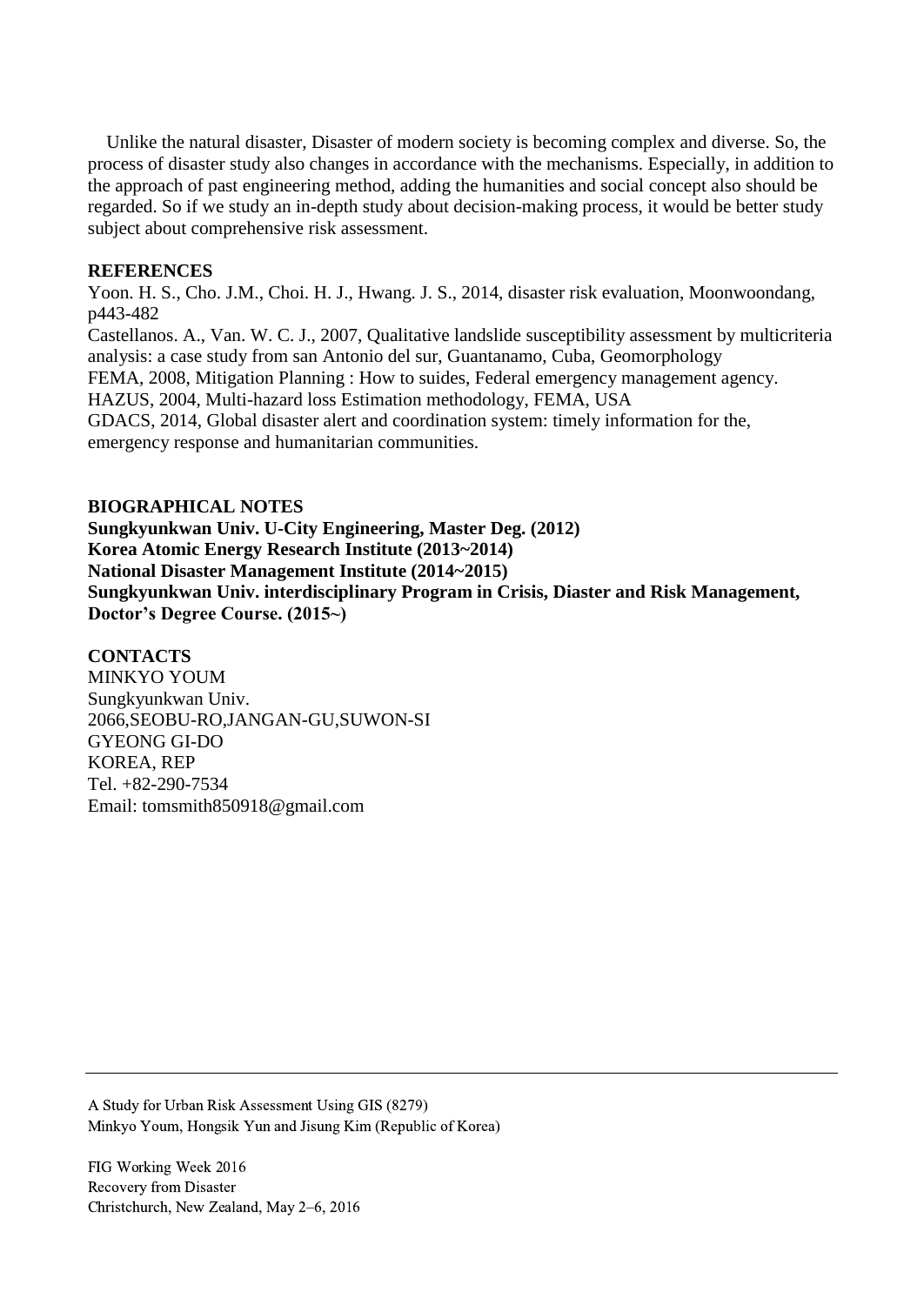Unlike the natural disaster, Disaster of modern society is becoming complex and diverse. So, the process of disaster study also changes in accordance with the mechanisms. Especially, in addition to the approach of past engineering method, adding the humanities and social concept also should be regarded. So if we study an in-depth study about decision-making process, it would be better study subject about comprehensive risk assessment.

## REFERENCES

Yoon. H. S., Cho. J.M., Choi. H. J., Hwang. J. S., 2014, disaster risk evaluation, Moonwoondang, p443-482

Castellanos. A., Van. W. C. J., 2007, Qualitative landslide susceptibility assessment by multicriteria analysis: a case study from san Antonio del sur, Guantanamo, Cuba, Geomorphology

FEMA, 2008, Mitigation Planning : How to suides, Federal emergency management agency.

HAZUS, 2004, Multi-hazard loss Estimation methodology, FEMA, USA

GDACS, 2014, Global disaster alert and coordination system: timely information for the, emergency response and humanitarian communities.

## BIOGRAPHICAL NOTES

**Sungkyunkwan Univ. U-City Engineering, Master Deg. (2012)**
**Korea Atomic Energy Research Institute (2013~2014)**
**National Disaster Management Institute (2014~2015)**
**Sungkyunkwan Univ. interdisciplinary Program in Crisis, Diaster and Risk Management, Doctor's Degree Course. (2015~)**

## CONTACTS

MINKYO YOUM
Sungkyunkwan Univ.
2066,SEOBU-RO,JANGAN-GU,SUWON-SI
GYEONG GI-DO
KOREA, REP
Tel. +82-290-7534
Email: tomsmith850918@gmail.com